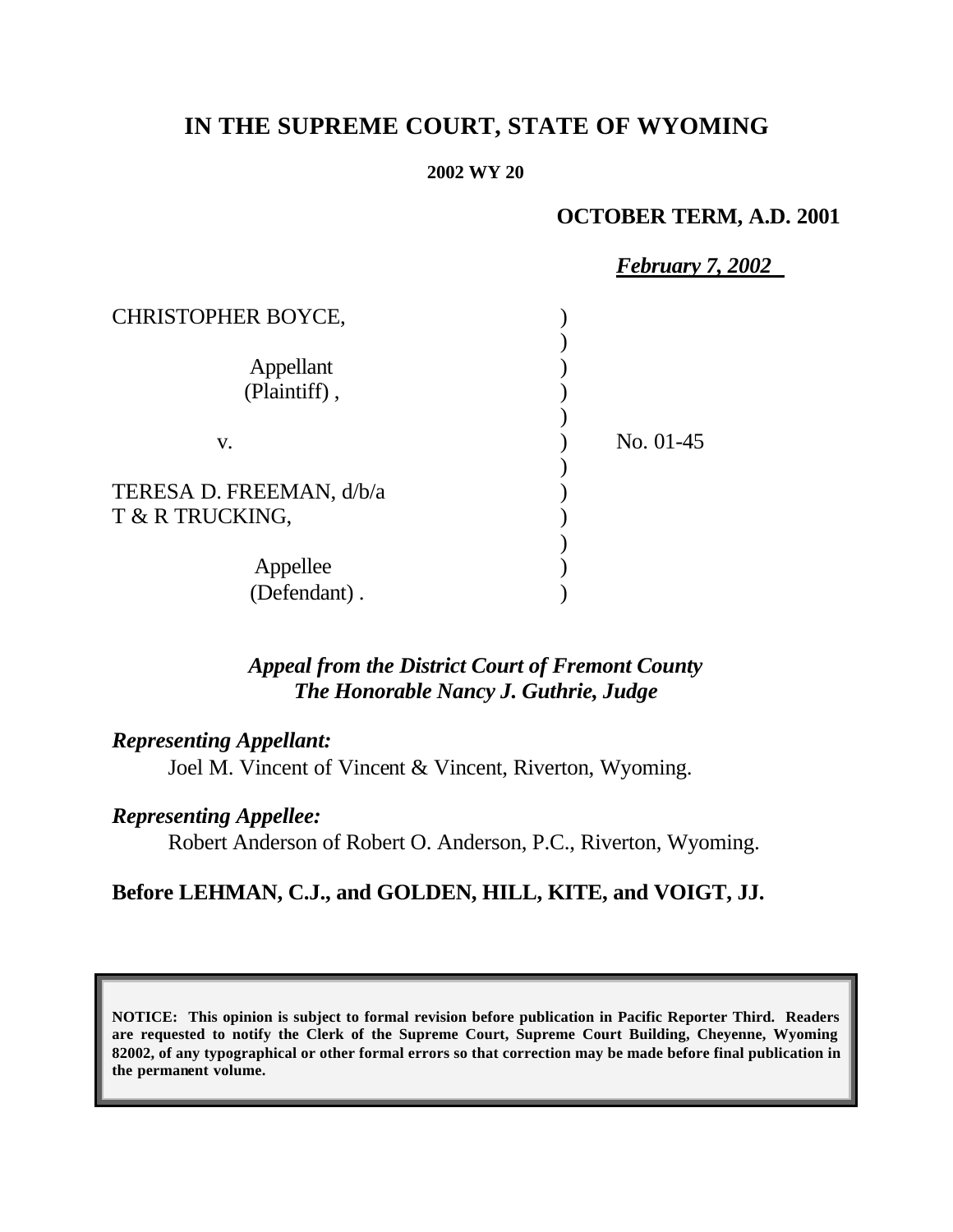# IN THE SUPREME COURT, STATE OF WYOMING

**2002 WY 20**

**OCTOBER TERM, A.D. 2001**

***February 7, 2002***

| | | |
|---|---|---|
| CHRISTOPHER BOYCE, | ) | |
| | ) | |
| Appellant (Plaintiff), | ) | |
| | ) | |
| v. | ) | No. 01-45 |
| | ) | |
| TERESA D. FREEMAN, d/b/a T & R TRUCKING, | ) | |
| | ) | |
| Appellee (Defendant). | ) | |

***Appeal from the District Court of Fremont County***
***The Honorable Nancy J. Guthrie, Judge***

***Representing Appellant:***

Joel M. Vincent of Vincent & Vincent, Riverton, Wyoming.

***Representing Appellee:***

Robert Anderson of Robert O. Anderson, P.C., Riverton, Wyoming.

**Before LEHMAN, C.J., and GOLDEN, HILL, KITE, and VOIGT, JJ.**

**NOTICE: This opinion is subject to formal revision before publication in Pacific Reporter Third. Readers are requested to notify the Clerk of the Supreme Court, Supreme Court Building, Cheyenne, Wyoming 82002, of any typographical or other formal errors so that correction may be made before final publication in the permanent volume.**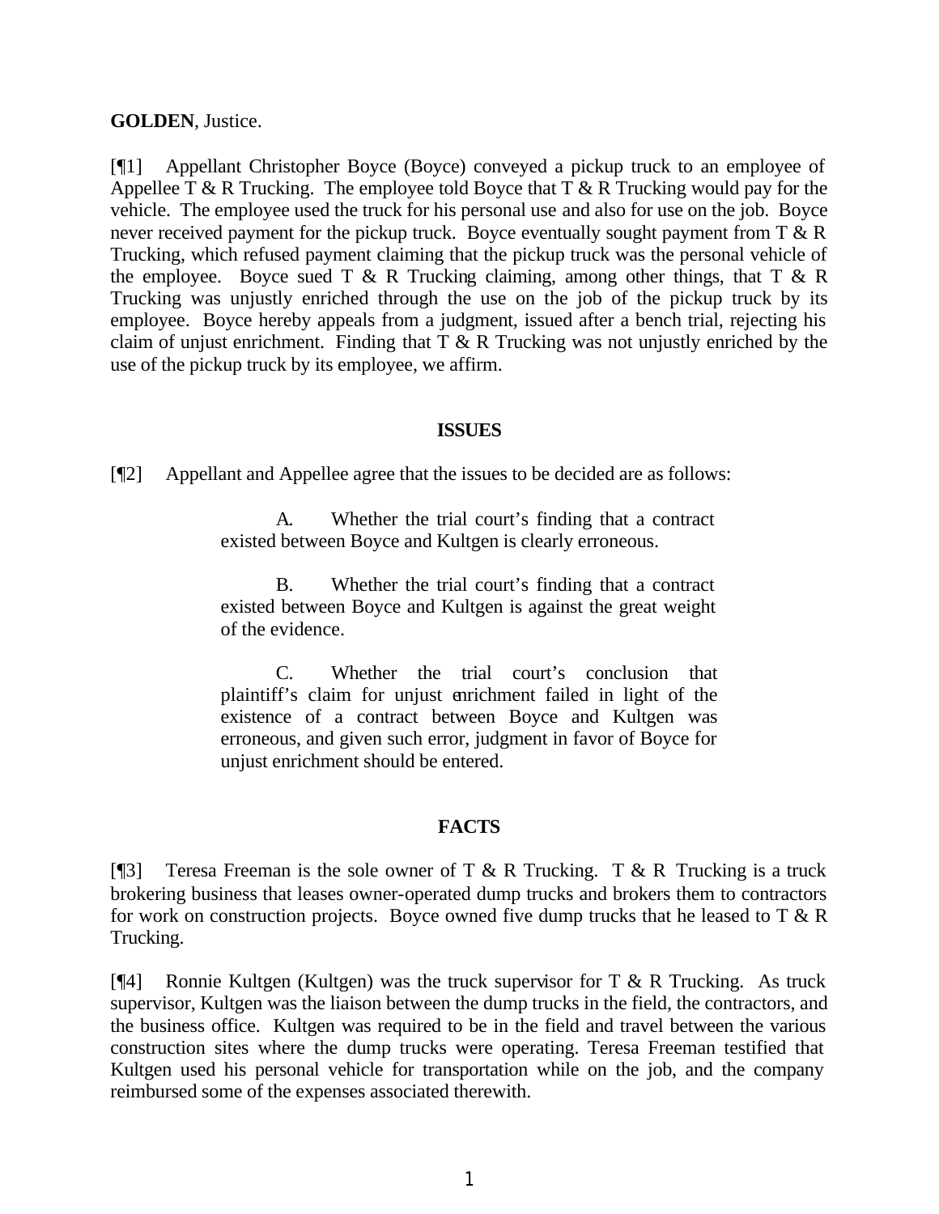**GOLDEN**, Justice.

[¶1] Appellant Christopher Boyce (Boyce) conveyed a pickup truck to an employee of Appellee T & R Trucking. The employee told Boyce that T & R Trucking would pay for the vehicle. The employee used the truck for his personal use and also for use on the job. Boyce never received payment for the pickup truck. Boyce eventually sought payment from T & R Trucking, which refused payment claiming that the pickup truck was the personal vehicle of the employee. Boyce sued T & R Trucking claiming, among other things, that T & R Trucking was unjustly enriched through the use on the job of the pickup truck by its employee. Boyce hereby appeals from a judgment, issued after a bench trial, rejecting his claim of unjust enrichment. Finding that T & R Trucking was not unjustly enriched by the use of the pickup truck by its employee, we affirm.

## ISSUES

[¶2] Appellant and Appellee agree that the issues to be decided are as follows:

> A. Whether the trial court's finding that a contract existed between Boyce and Kultgen is clearly erroneous.
>
> B. Whether the trial court's finding that a contract existed between Boyce and Kultgen is against the great weight of the evidence.
>
> C. Whether the trial court's conclusion that plaintiff's claim for unjust enrichment failed in light of the existence of a contract between Boyce and Kultgen was erroneous, and given such error, judgment in favor of Boyce for unjust enrichment should be entered.

## FACTS

[¶3] Teresa Freeman is the sole owner of T & R Trucking. T & R Trucking is a truck brokering business that leases owner-operated dump trucks and brokers them to contractors for work on construction projects. Boyce owned five dump trucks that he leased to T & R Trucking.

[¶4] Ronnie Kultgen (Kultgen) was the truck supervisor for T & R Trucking. As truck supervisor, Kultgen was the liaison between the dump trucks in the field, the contractors, and the business office. Kultgen was required to be in the field and travel between the various construction sites where the dump trucks were operating. Teresa Freeman testified that Kultgen used his personal vehicle for transportation while on the job, and the company reimbursed some of the expenses associated therewith.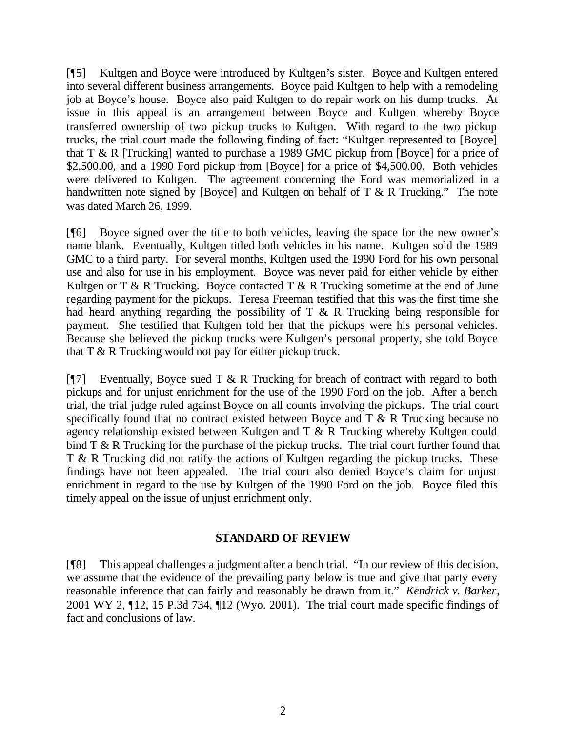[¶5] Kultgen and Boyce were introduced by Kultgen's sister. Boyce and Kultgen entered into several different business arrangements. Boyce paid Kultgen to help with a remodeling job at Boyce's house. Boyce also paid Kultgen to do repair work on his dump trucks. At issue in this appeal is an arrangement between Boyce and Kultgen whereby Boyce transferred ownership of two pickup trucks to Kultgen. With regard to the two pickup trucks, the trial court made the following finding of fact: "Kultgen represented to [Boyce] that T & R [Trucking] wanted to purchase a 1989 GMC pickup from [Boyce] for a price of $2,500.00, and a 1990 Ford pickup from [Boyce] for a price of $4,500.00. Both vehicles were delivered to Kultgen. The agreement concerning the Ford was memorialized in a handwritten note signed by [Boyce] and Kultgen on behalf of T & R Trucking." The note was dated March 26, 1999.

[¶6] Boyce signed over the title to both vehicles, leaving the space for the new owner's name blank. Eventually, Kultgen titled both vehicles in his name. Kultgen sold the 1989 GMC to a third party. For several months, Kultgen used the 1990 Ford for his own personal use and also for use in his employment. Boyce was never paid for either vehicle by either Kultgen or T & R Trucking. Boyce contacted T & R Trucking sometime at the end of June regarding payment for the pickups. Teresa Freeman testified that this was the first time she had heard anything regarding the possibility of T & R Trucking being responsible for payment. She testified that Kultgen told her that the pickups were his personal vehicles. Because she believed the pickup trucks were Kultgen's personal property, she told Boyce that T & R Trucking would not pay for either pickup truck.

[¶7] Eventually, Boyce sued T & R Trucking for breach of contract with regard to both pickups and for unjust enrichment for the use of the 1990 Ford on the job. After a bench trial, the trial judge ruled against Boyce on all counts involving the pickups. The trial court specifically found that no contract existed between Boyce and T & R Trucking because no agency relationship existed between Kultgen and T & R Trucking whereby Kultgen could bind T & R Trucking for the purchase of the pickup trucks. The trial court further found that T & R Trucking did not ratify the actions of Kultgen regarding the pickup trucks. These findings have not been appealed. The trial court also denied Boyce's claim for unjust enrichment in regard to the use by Kultgen of the 1990 Ford on the job. Boyce filed this timely appeal on the issue of unjust enrichment only.

## STANDARD OF REVIEW

[¶8] This appeal challenges a judgment after a bench trial. "In our review of this decision, we assume that the evidence of the prevailing party below is true and give that party every reasonable inference that can fairly and reasonably be drawn from it." *Kendrick v. Barker*, 2001 WY 2, ¶12, 15 P.3d 734, ¶12 (Wyo. 2001). The trial court made specific findings of fact and conclusions of law.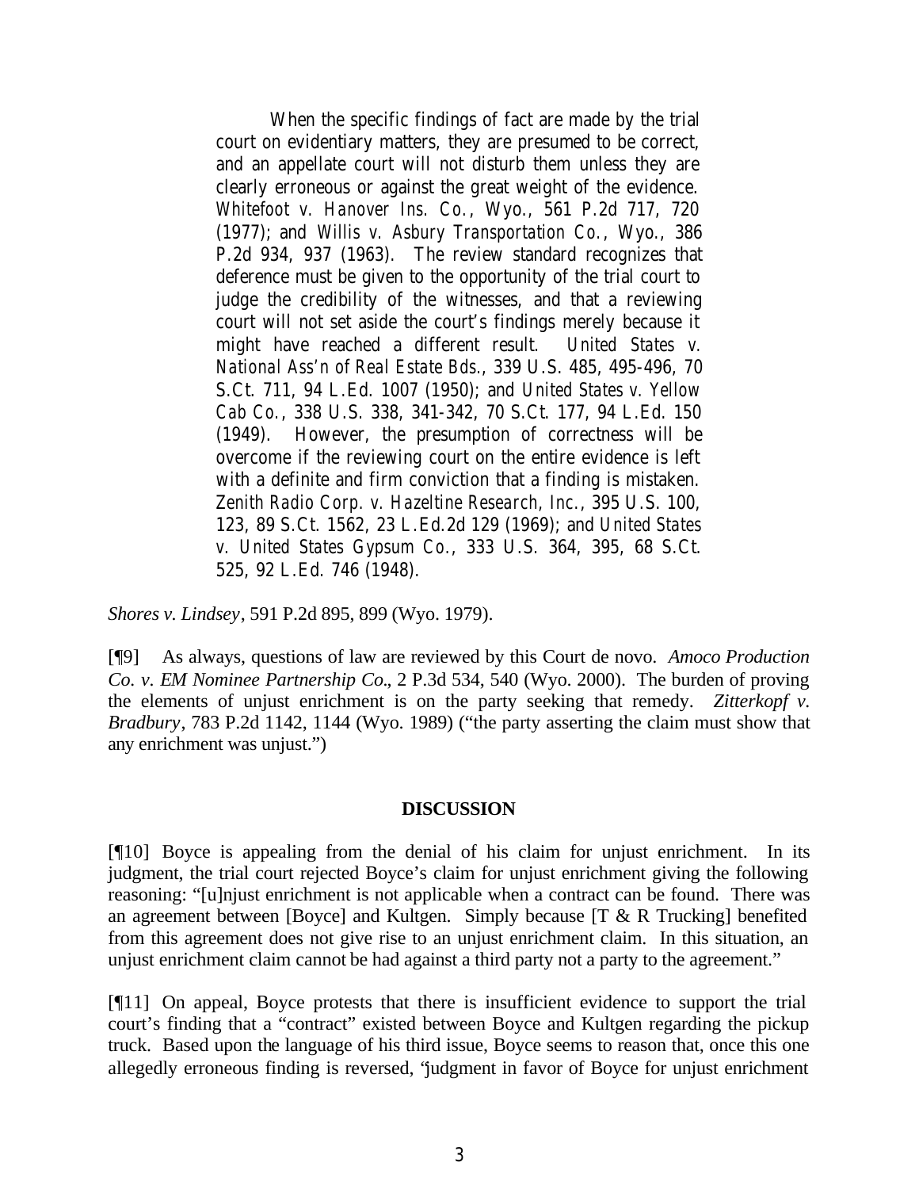> When the specific findings of fact are made by the trial court on evidentiary matters, they are presumed to be correct, and an appellate court will not disturb them unless they are clearly erroneous or against the great weight of the evidence. *Whitefoot v. Hanover Ins. Co.*, Wyo., 561 P.2d 717, 720 (1977); and *Willis v. Asbury Transportation Co.*, Wyo., 386 P.2d 934, 937 (1963). The review standard recognizes that deference must be given to the opportunity of the trial court to judge the credibility of the witnesses, and that a reviewing court will not set aside the court's findings merely because it might have reached a different result. *United States v. National Ass'n of Real Estate Bds.*, 339 U.S. 485, 495-496, 70 S.Ct. 711, 94 L.Ed. 1007 (1950); and *United States v. Yellow Cab Co.*, 338 U.S. 338, 341-342, 70 S.Ct. 177, 94 L.Ed. 150 (1949). However, the presumption of correctness will be overcome if the reviewing court on the entire evidence is left with a definite and firm conviction that a finding is mistaken. *Zenith Radio Corp. v. Hazeltine Research, Inc.*, 395 U.S. 100, 123, 89 S.Ct. 1562, 23 L.Ed.2d 129 (1969); and *United States v. United States Gypsum Co.*, 333 U.S. 364, 395, 68 S.Ct. 525, 92 L.Ed. 746 (1948).

*Shores v. Lindsey*, 591 P.2d 895, 899 (Wyo. 1979).

[¶9] As always, questions of law are reviewed by this Court de novo. *Amoco Production Co. v. EM Nominee Partnership Co.*, 2 P.3d 534, 540 (Wyo. 2000). The burden of proving the elements of unjust enrichment is on the party seeking that remedy. *Zitterkopf v. Bradbury*, 783 P.2d 1142, 1144 (Wyo. 1989) ("the party asserting the claim must show that any enrichment was unjust.")

## DISCUSSION

[¶10] Boyce is appealing from the denial of his claim for unjust enrichment. In its judgment, the trial court rejected Boyce's claim for unjust enrichment giving the following reasoning: "[u]njust enrichment is not applicable when a contract can be found. There was an agreement between [Boyce] and Kultgen. Simply because [T & R Trucking] benefited from this agreement does not give rise to an unjust enrichment claim. In this situation, an unjust enrichment claim cannot be had against a third party not a party to the agreement."

[¶11] On appeal, Boyce protests that there is insufficient evidence to support the trial court's finding that a "contract" existed between Boyce and Kultgen regarding the pickup truck. Based upon the language of his third issue, Boyce seems to reason that, once this one allegedly erroneous finding is reversed, "judgment in favor of Boyce for unjust enrichment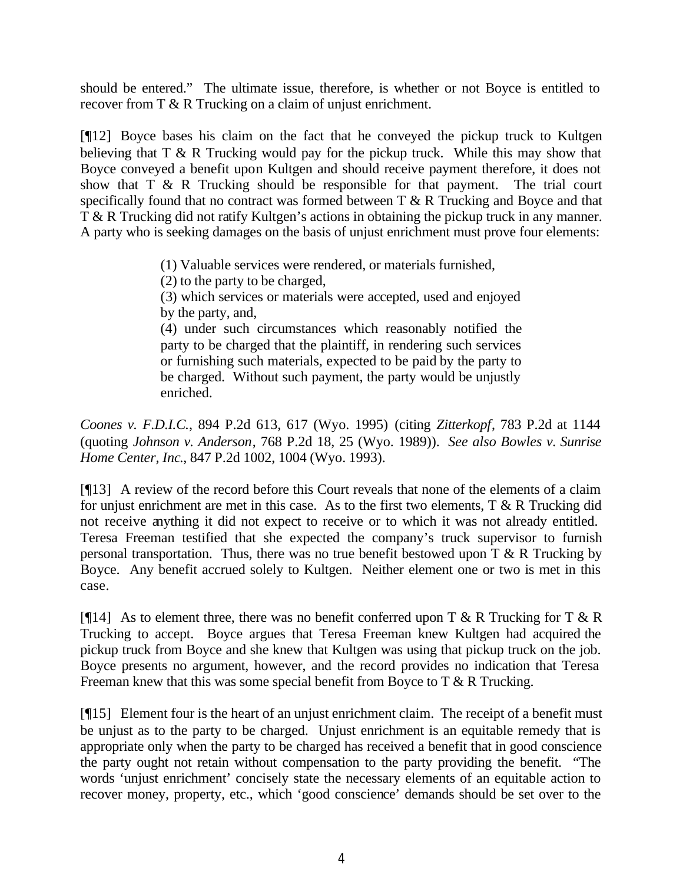should be entered." The ultimate issue, therefore, is whether or not Boyce is entitled to recover from T & R Trucking on a claim of unjust enrichment.

[¶12] Boyce bases his claim on the fact that he conveyed the pickup truck to Kultgen believing that T & R Trucking would pay for the pickup truck. While this may show that Boyce conveyed a benefit upon Kultgen and should receive payment therefore, it does not show that T & R Trucking should be responsible for that payment. The trial court specifically found that no contract was formed between T & R Trucking and Boyce and that T & R Trucking did not ratify Kultgen's actions in obtaining the pickup truck in any manner. A party who is seeking damages on the basis of unjust enrichment must prove four elements:

> (1) Valuable services were rendered, or materials furnished,
> (2) to the party to be charged,
> (3) which services or materials were accepted, used and enjoyed by the party, and,
> (4) under such circumstances which reasonably notified the party to be charged that the plaintiff, in rendering such services or furnishing such materials, expected to be paid by the party to be charged. Without such payment, the party would be unjustly enriched.

*Coones v. F.D.I.C.*, 894 P.2d 613, 617 (Wyo. 1995) (citing *Zitterkopf*, 783 P.2d at 1144 (quoting *Johnson v. Anderson*, 768 P.2d 18, 25 (Wyo. 1989)). *See also Bowles v. Sunrise Home Center, Inc.*, 847 P.2d 1002, 1004 (Wyo. 1993).

[¶13] A review of the record before this Court reveals that none of the elements of a claim for unjust enrichment are met in this case. As to the first two elements, T & R Trucking did not receive anything it did not expect to receive or to which it was not already entitled. Teresa Freeman testified that she expected the company's truck supervisor to furnish personal transportation. Thus, there was no true benefit bestowed upon T & R Trucking by Boyce. Any benefit accrued solely to Kultgen. Neither element one or two is met in this case.

[¶14] As to element three, there was no benefit conferred upon T & R Trucking for T & R Trucking to accept. Boyce argues that Teresa Freeman knew Kultgen had acquired the pickup truck from Boyce and she knew that Kultgen was using that pickup truck on the job. Boyce presents no argument, however, and the record provides no indication that Teresa Freeman knew that this was some special benefit from Boyce to T & R Trucking.

[¶15] Element four is the heart of an unjust enrichment claim. The receipt of a benefit must be unjust as to the party to be charged. Unjust enrichment is an equitable remedy that is appropriate only when the party to be charged has received a benefit that in good conscience the party ought not retain without compensation to the party providing the benefit. "The words 'unjust enrichment' concisely state the necessary elements of an equitable action to recover money, property, etc., which 'good conscience' demands should be set over to the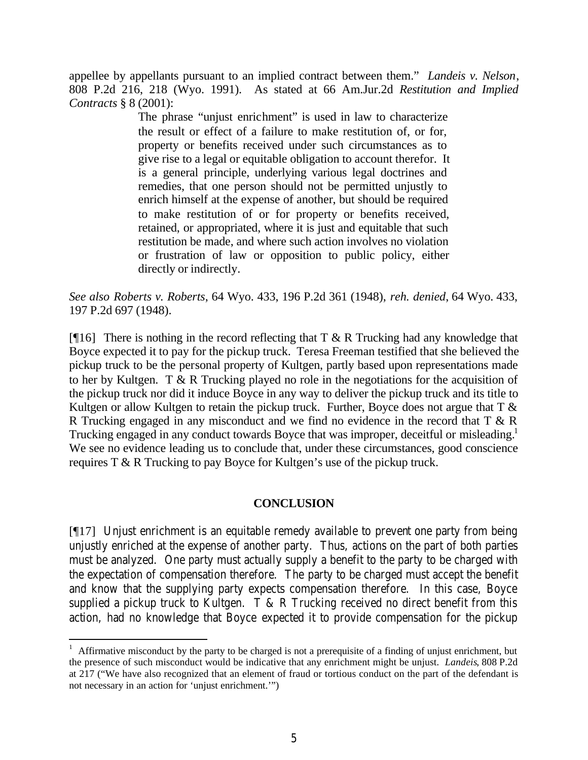appellee by appellants pursuant to an implied contract between them." *Landeis v. Nelson*, 808 P.2d 216, 218 (Wyo. 1991). As stated at 66 Am.Jur.2d *Restitution and Implied Contracts* § 8 (2001):

> The phrase "unjust enrichment" is used in law to characterize the result or effect of a failure to make restitution of, or for, property or benefits received under such circumstances as to give rise to a legal or equitable obligation to account therefor. It is a general principle, underlying various legal doctrines and remedies, that one person should not be permitted unjustly to enrich himself at the expense of another, but should be required to make restitution of or for property or benefits received, retained, or appropriated, where it is just and equitable that such restitution be made, and where such action involves no violation or frustration of law or opposition to public policy, either directly or indirectly.

*See also Roberts v. Roberts*, 64 Wyo. 433, 196 P.2d 361 (1948), *reh. denied*, 64 Wyo. 433, 197 P.2d 697 (1948).

[¶16] There is nothing in the record reflecting that T & R Trucking had any knowledge that Boyce expected it to pay for the pickup truck. Teresa Freeman testified that she believed the pickup truck to be the personal property of Kultgen, partly based upon representations made to her by Kultgen. T & R Trucking played no role in the negotiations for the acquisition of the pickup truck nor did it induce Boyce in any way to deliver the pickup truck and its title to Kultgen or allow Kultgen to retain the pickup truck. Further, Boyce does not argue that T & R Trucking engaged in any misconduct and we find no evidence in the record that T & R Trucking engaged in any conduct towards Boyce that was improper, deceitful or misleading.[1] We see no evidence leading us to conclude that, under these circumstances, good conscience requires T & R Trucking to pay Boyce for Kultgen's use of the pickup truck.

## CONCLUSION

[¶17] Unjust enrichment is an equitable remedy available to prevent one party from being unjustly enriched at the expense of another party. Thus, actions on the part of both parties must be analyzed. One party must actually supply a benefit to the party to be charged with the expectation of compensation therefore. The party to be charged must accept the benefit and know that the supplying party expects compensation therefore. In this case, Boyce supplied a pickup truck to Kultgen. T & R Trucking received no direct benefit from this action, had no knowledge that Boyce expected it to provide compensation for the pickup

---

[1] Affirmative misconduct by the party to be charged is not a prerequisite of a finding of unjust enrichment, but the presence of such misconduct would be indicative that any enrichment might be unjust. *Landeis*, 808 P.2d at 217 ("We have also recognized that an element of fraud or tortious conduct on the part of the defendant is not necessary in an action for 'unjust enrichment.'")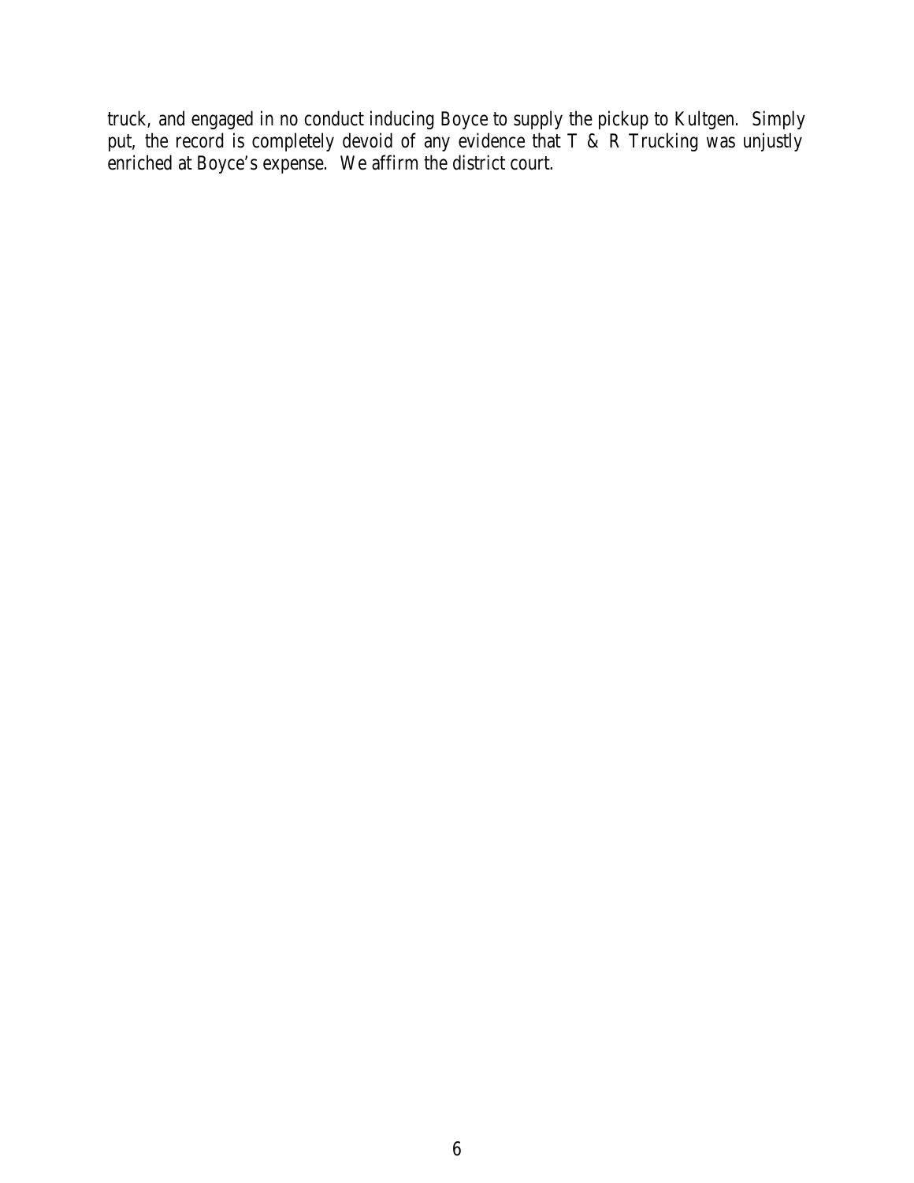truck, and engaged in no conduct inducing Boyce to supply the pickup to Kultgen. Simply put, the record is completely devoid of any evidence that T & R Trucking was unjustly enriched at Boyce's expense. We affirm the district court.